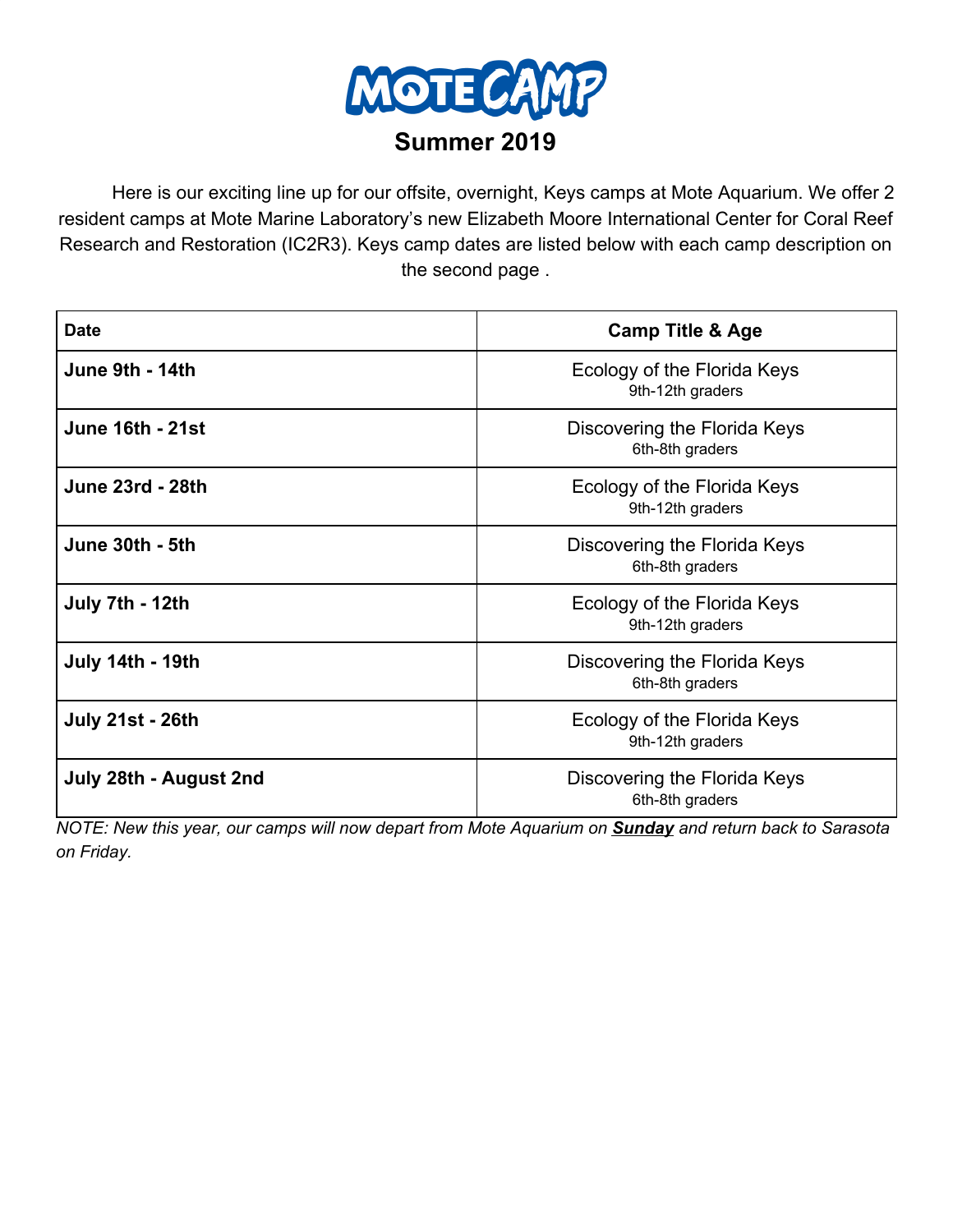# MOTE CAMP

## Summer 2019

Here is our exciting line up for our offsite, overnight, Keys camps at Mote Aquarium. We offer 2 resident camps at Mote Marine Laboratory's new Elizabeth Moore International Center for Coral Reef Research and Restoration (IC2R3). Keys camp dates are listed below with each camp description on the second page .

| Date | Camp Title & Age |
|---|---|
| **June 9th - 14th** | Ecology of the Florida Keys<br>9th-12th graders |
| **June 16th - 21st** | Discovering the Florida Keys<br>6th-8th graders |
| **June 23rd - 28th** | Ecology of the Florida Keys<br>9th-12th graders |
| **June 30th - 5th** | Discovering the Florida Keys<br>6th-8th graders |
| **July 7th - 12th** | Ecology of the Florida Keys<br>9th-12th graders |
| **July 14th - 19th** | Discovering the Florida Keys<br>6th-8th graders |
| **July 21st - 26th** | Ecology of the Florida Keys<br>9th-12th graders |
| **July 28th - August 2nd** | Discovering the Florida Keys<br>6th-8th graders |

*NOTE: New this year, our camps will now depart from Mote Aquarium on **Sunday** and return back to Sarasota on Friday.*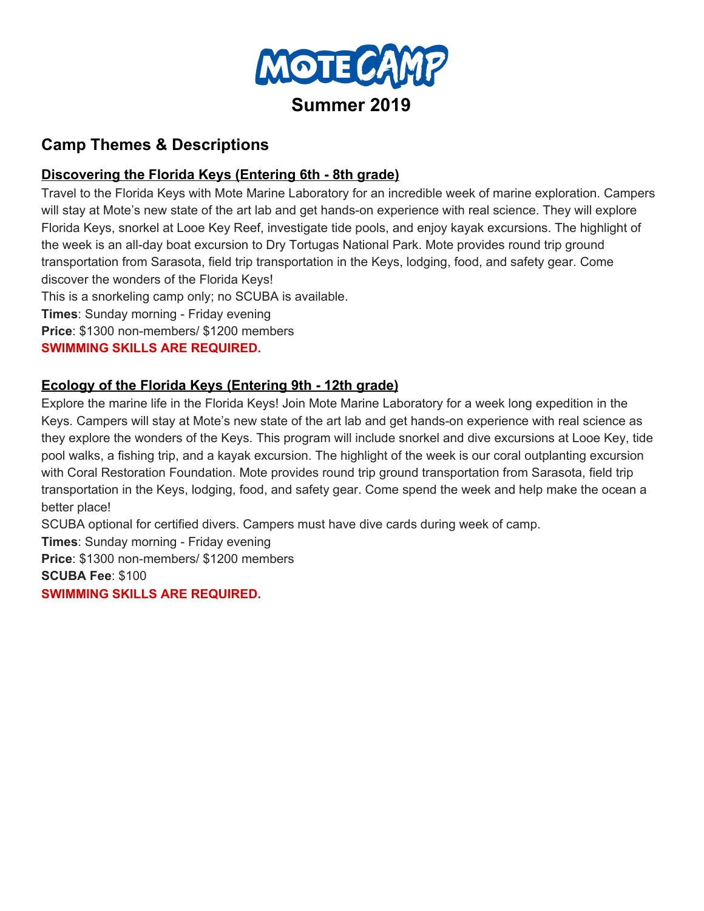# MOTE CAMP

## Summer 2019

## Camp Themes & Descriptions

### Discovering the Florida Keys (Entering 6th - 8th grade)

Travel to the Florida Keys with Mote Marine Laboratory for an incredible week of marine exploration. Campers will stay at Mote's new state of the art lab and get hands-on experience with real science. They will explore Florida Keys, snorkel at Looe Key Reef, investigate tide pools, and enjoy kayak excursions. The highlight of the week is an all-day boat excursion to Dry Tortugas National Park. Mote provides round trip ground transportation from Sarasota, field trip transportation in the Keys, lodging, food, and safety gear. Come discover the wonders of the Florida Keys!

This is a snorkeling camp only; no SCUBA is available.

**Times**: Sunday morning - Friday evening

**Price**: $1300 non-members/ $1200 members

**SWIMMING SKILLS ARE REQUIRED.**

### Ecology of the Florida Keys (Entering 9th - 12th grade)

Explore the marine life in the Florida Keys! Join Mote Marine Laboratory for a week long expedition in the Keys. Campers will stay at Mote's new state of the art lab and get hands-on experience with real science as they explore the wonders of the Keys. This program will include snorkel and dive excursions at Looe Key, tide pool walks, a fishing trip, and a kayak excursion. The highlight of the week is our coral outplanting excursion with Coral Restoration Foundation. Mote provides round trip ground transportation from Sarasota, field trip transportation in the Keys, lodging, food, and safety gear. Come spend the week and help make the ocean a better place!

SCUBA optional for certified divers. Campers must have dive cards during week of camp.

**Times**: Sunday morning - Friday evening

**Price**: $1300 non-members/ $1200 members

**SCUBA Fee**: $100

**SWIMMING SKILLS ARE REQUIRED.**